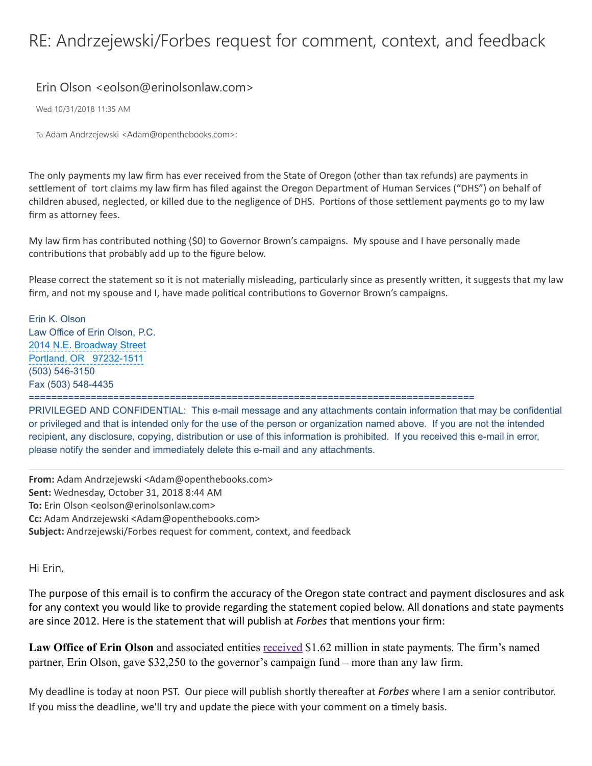# RE: Andrzejewski/Forbes request for comment, context, and feedback

Erin Olson <eolson@erinolsonlaw.com>

Wed 10/31/2018 11:35 AM

To: Adam Andrzejewski <Adam@openthebooks.com>;

The only payments my law firm has ever received from the State of Oregon (other than tax refunds) are payments in settlement of tort claims my law firm has filed against the Oregon Department of Human Services ("DHS") on behalf of children abused, neglected, or killed due to the negligence of DHS. Portions of those settlement payments go to my law firm as attorney fees.

My law firm has contributed nothing ($0) to Governor Brown's campaigns. My spouse and I have personally made contributions that probably add up to the figure below.

Please correct the statement so it is not materially misleading, particularly since as presently written, it suggests that my law firm, and not my spouse and I, have made political contributions to Governor Brown's campaigns.

Erin K. Olson
Law Office of Erin Olson, P.C.
2014 N.E. Broadway Street
Portland, OR 97232-1511
(503) 546-3150
Fax (503) 548-4435

================================================================================

PRIVILEGED AND CONFIDENTIAL: This e-mail message and any attachments contain information that may be confidential or privileged and that is intended only for the use of the person or organization named above. If you are not the intended recipient, any disclosure, copying, distribution or use of this information is prohibited. If you received this e-mail in error, please notify the sender and immediately delete this e-mail and any attachments.

---

**From:** Adam Andrzejewski <Adam@openthebooks.com>
**Sent:** Wednesday, October 31, 2018 8:44 AM
**To:** Erin Olson <eolson@erinolsonlaw.com>
**Cc:** Adam Andrzejewski <Adam@openthebooks.com>
**Subject:** Andrzejewski/Forbes request for comment, context, and feedback

Hi Erin,

The purpose of this email is to confirm the accuracy of the Oregon state contract and payment disclosures and ask for any context you would like to provide regarding the statement copied below. All donations and state payments are since 2012. Here is the statement that will publish at *Forbes* that mentions your firm:

**Law Office of Erin Olson** and associated entities received $1.62 million in state payments. The firm's named partner, Erin Olson, gave $32,250 to the governor's campaign fund – more than any law firm.

My deadline is today at noon PST. Our piece will publish shortly thereafter at *Forbes* where I am a senior contributor. If you miss the deadline, we'll try and update the piece with your comment on a timely basis.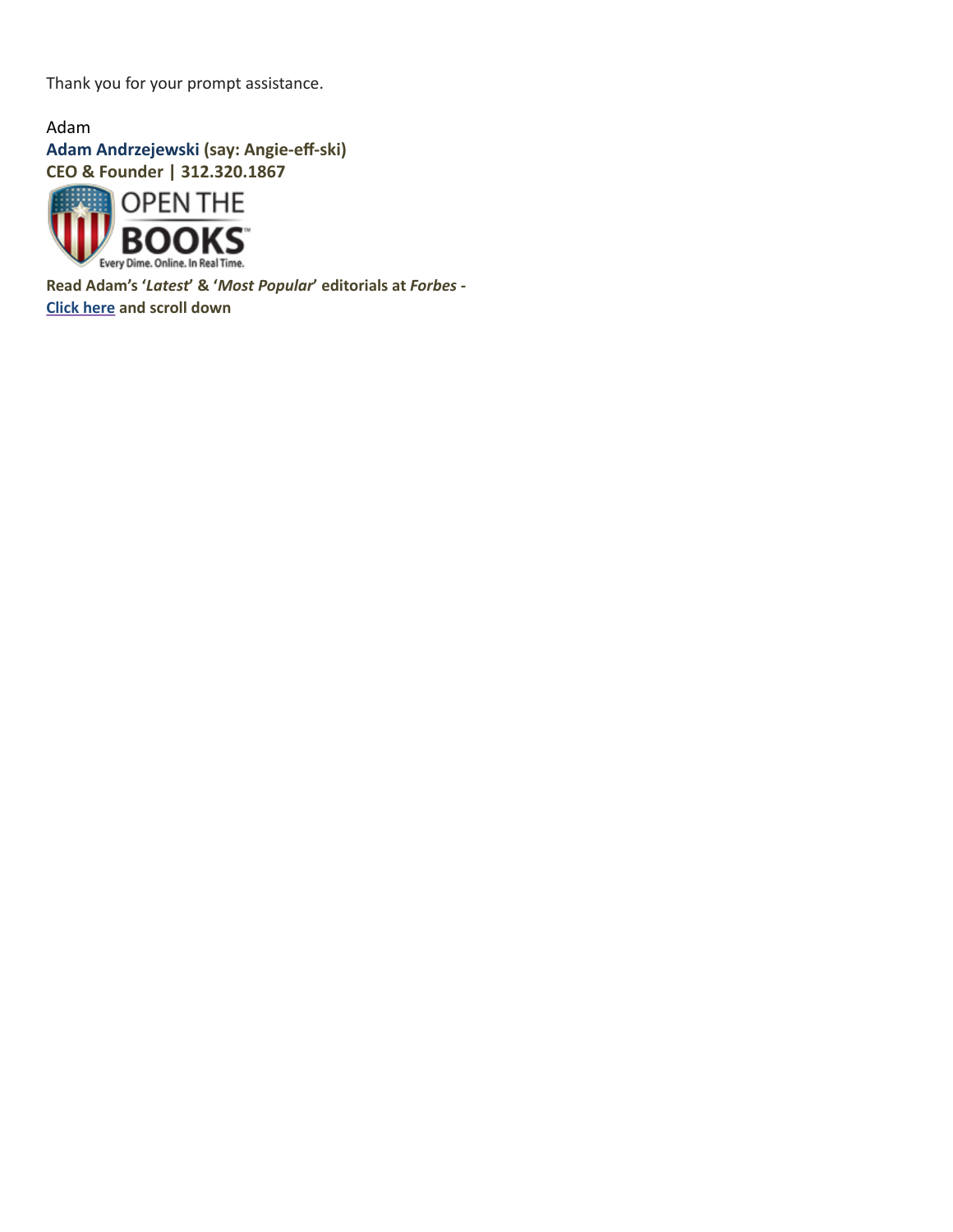Thank you for your prompt assistance.

Adam

**Adam Andrzejewski (say: Angie-eff-ski)**
**CEO & Founder | 312.320.1867**

OPEN THE BOOKS
Every Dime. Online. In Real Time.

**Read Adam's '*Latest*' & '*Most Popular*' editorials at *Forbes* -**
**Click here and scroll down**